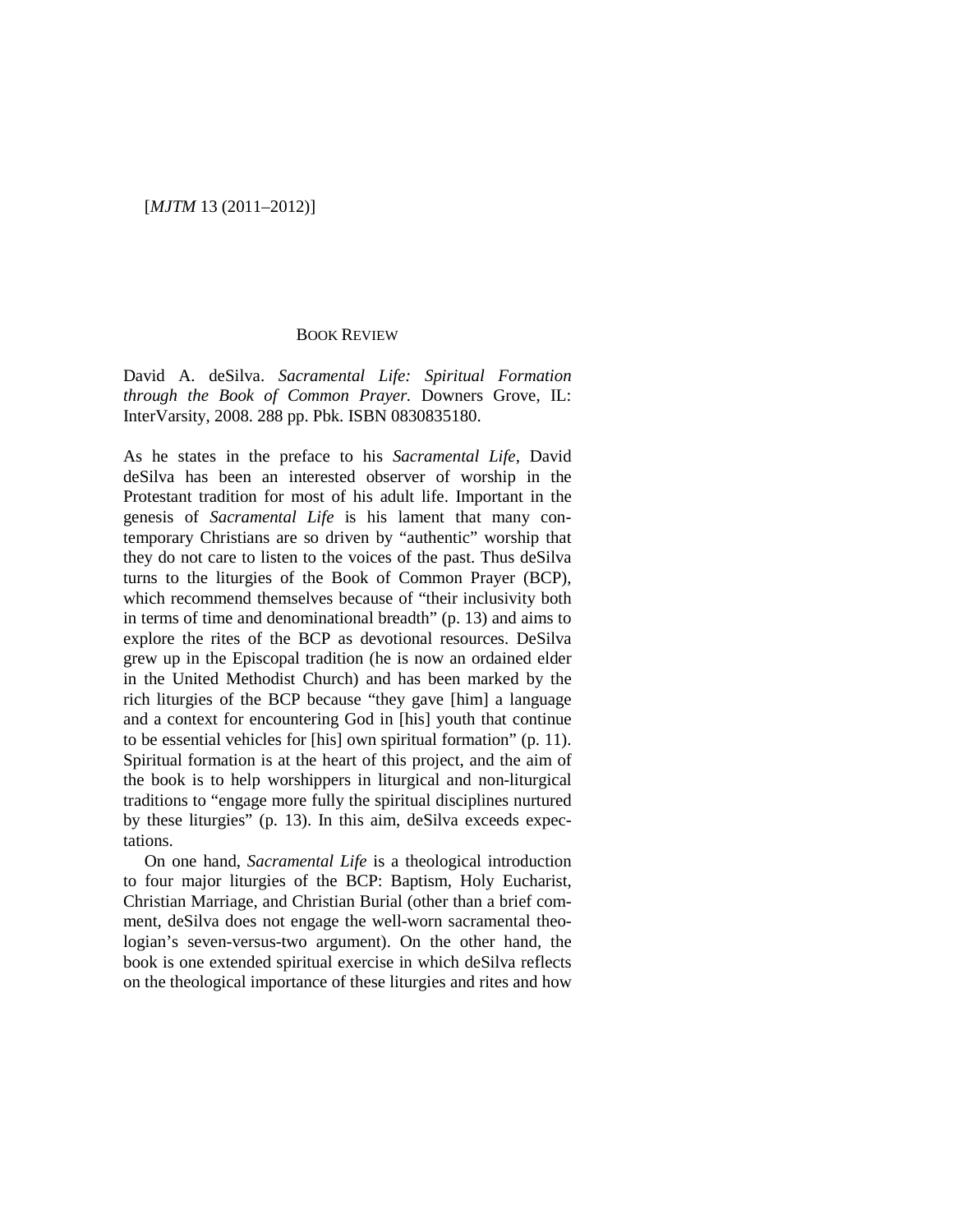## BOOK REVIEW

David A. deSilva. *Sacramental Life: Spiritual Formation through the Book of Common Prayer.* Downers Grove, IL: InterVarsity, 2008. 288 pp. Pbk. ISBN 0830835180.

As he states in the preface to his *Sacramental Life*, David deSilva has been an interested observer of worship in the Protestant tradition for most of his adult life. Important in the genesis of *Sacramental Life* is his lament that many contemporary Christians are so driven by "authentic" worship that they do not care to listen to the voices of the past. Thus deSilva turns to the liturgies of the Book of Common Prayer (BCP), which recommend themselves because of "their inclusivity both in terms of time and denominational breadth" (p. 13) and aims to explore the rites of the BCP as devotional resources. DeSilva grew up in the Episcopal tradition (he is now an ordained elder in the United Methodist Church) and has been marked by the rich liturgies of the BCP because "they gave [him] a language and a context for encountering God in [his] youth that continue to be essential vehicles for [his] own spiritual formation" (p. 11). Spiritual formation is at the heart of this project, and the aim of the book is to help worshippers in liturgical and non-liturgical traditions to "engage more fully the spiritual disciplines nurtured by these liturgies" (p. 13). In this aim, deSilva exceeds expectations.

On one hand, *Sacramental Life* is a theological introduction to four major liturgies of the BCP: Baptism, Holy Eucharist, Christian Marriage, and Christian Burial (other than a brief comment, deSilva does not engage the well-worn sacramental theologian's seven-versus-two argument). On the other hand, the book is one extended spiritual exercise in which deSilva reflects on the theological importance of these liturgies and rites and how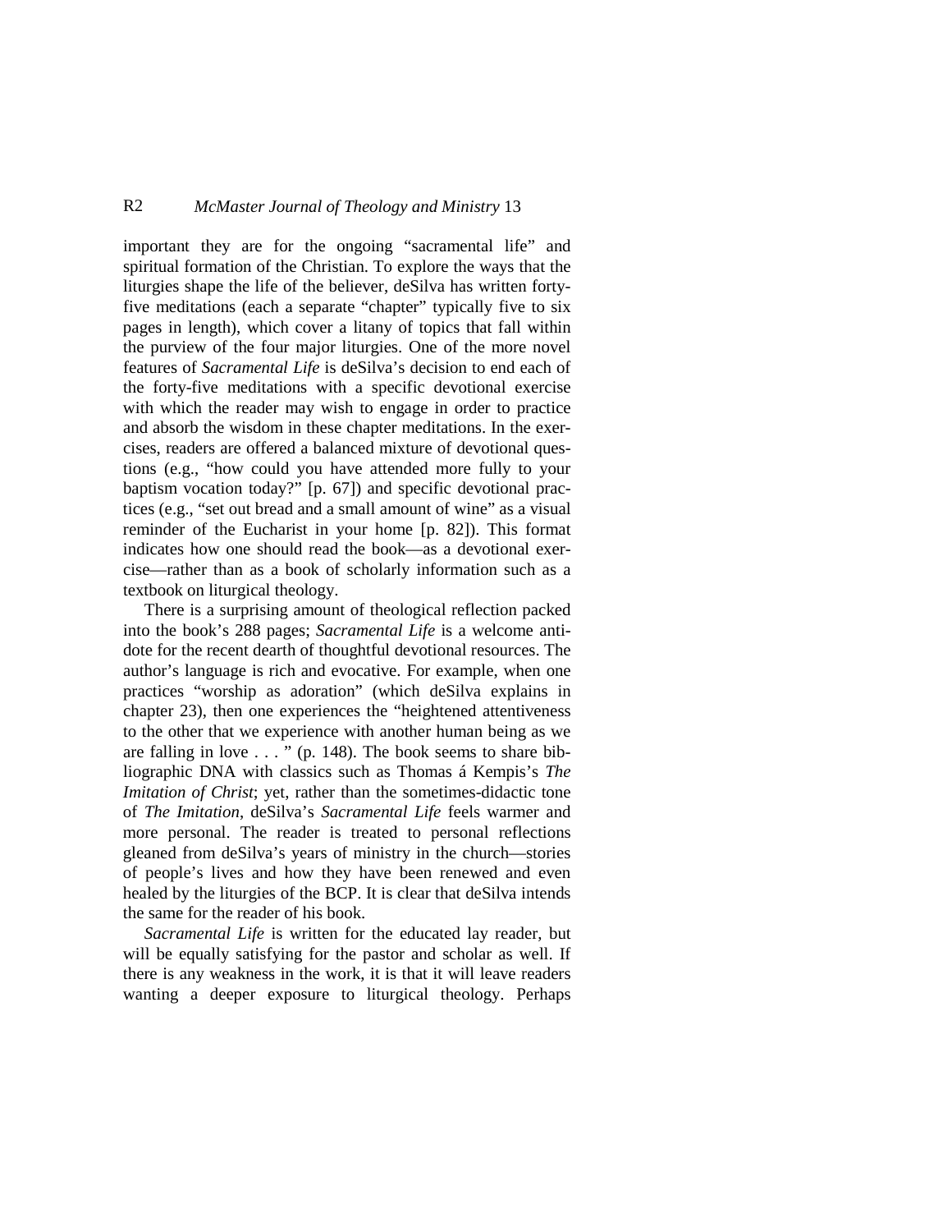important they are for the ongoing "sacramental life" and spiritual formation of the Christian. To explore the ways that the liturgies shape the life of the believer, deSilva has written forty-five meditations (each a separate "chapter" typically five to six pages in length), which cover a litany of topics that fall within the purview of the four major liturgies. One of the more novel features of *Sacramental Life* is deSilva's decision to end each of the forty-five meditations with a specific devotional exercise with which the reader may wish to engage in order to practice and absorb the wisdom in these chapter meditations. In the exercises, readers are offered a balanced mixture of devotional questions (e.g., "how could you have attended more fully to your baptism vocation today?" [p. 67]) and specific devotional practices (e.g., "set out bread and a small amount of wine" as a visual reminder of the Eucharist in your home [p. 82]). This format indicates how one should read the book—as a devotional exercise—rather than as a book of scholarly information such as a textbook on liturgical theology.

There is a surprising amount of theological reflection packed into the book's 288 pages; *Sacramental Life* is a welcome antidote for the recent dearth of thoughtful devotional resources. The author's language is rich and evocative. For example, when one practices "worship as adoration" (which deSilva explains in chapter 23), then one experiences the "heightened attentiveness to the other that we experience with another human being as we are falling in love . . . " (p. 148). The book seems to share bibliographic DNA with classics such as Thomas á Kempis's *The Imitation of Christ*; yet, rather than the sometimes-didactic tone of *The Imitation*, deSilva's *Sacramental Life* feels warmer and more personal. The reader is treated to personal reflections gleaned from deSilva's years of ministry in the church—stories of people's lives and how they have been renewed and even healed by the liturgies of the BCP. It is clear that deSilva intends the same for the reader of his book.

*Sacramental Life* is written for the educated lay reader, but will be equally satisfying for the pastor and scholar as well. If there is any weakness in the work, it is that it will leave readers wanting a deeper exposure to liturgical theology. Perhaps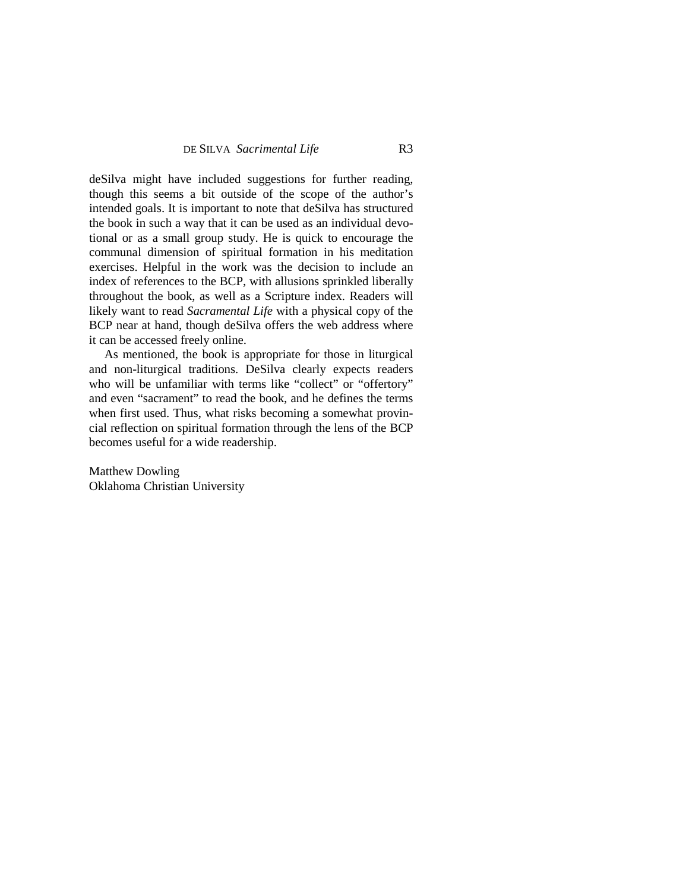deSilva might have included suggestions for further reading, though this seems a bit outside of the scope of the author's intended goals. It is important to note that deSilva has structured the book in such a way that it can be used as an individual devotional or as a small group study. He is quick to encourage the communal dimension of spiritual formation in his meditation exercises. Helpful in the work was the decision to include an index of references to the BCP, with allusions sprinkled liberally throughout the book, as well as a Scripture index. Readers will likely want to read *Sacramental Life* with a physical copy of the BCP near at hand, though deSilva offers the web address where it can be accessed freely online.

As mentioned, the book is appropriate for those in liturgical and non-liturgical traditions. DeSilva clearly expects readers who will be unfamiliar with terms like "collect" or "offertory" and even "sacrament" to read the book, and he defines the terms when first used. Thus, what risks becoming a somewhat provincial reflection on spiritual formation through the lens of the BCP becomes useful for a wide readership.

Matthew Dowling
Oklahoma Christian University